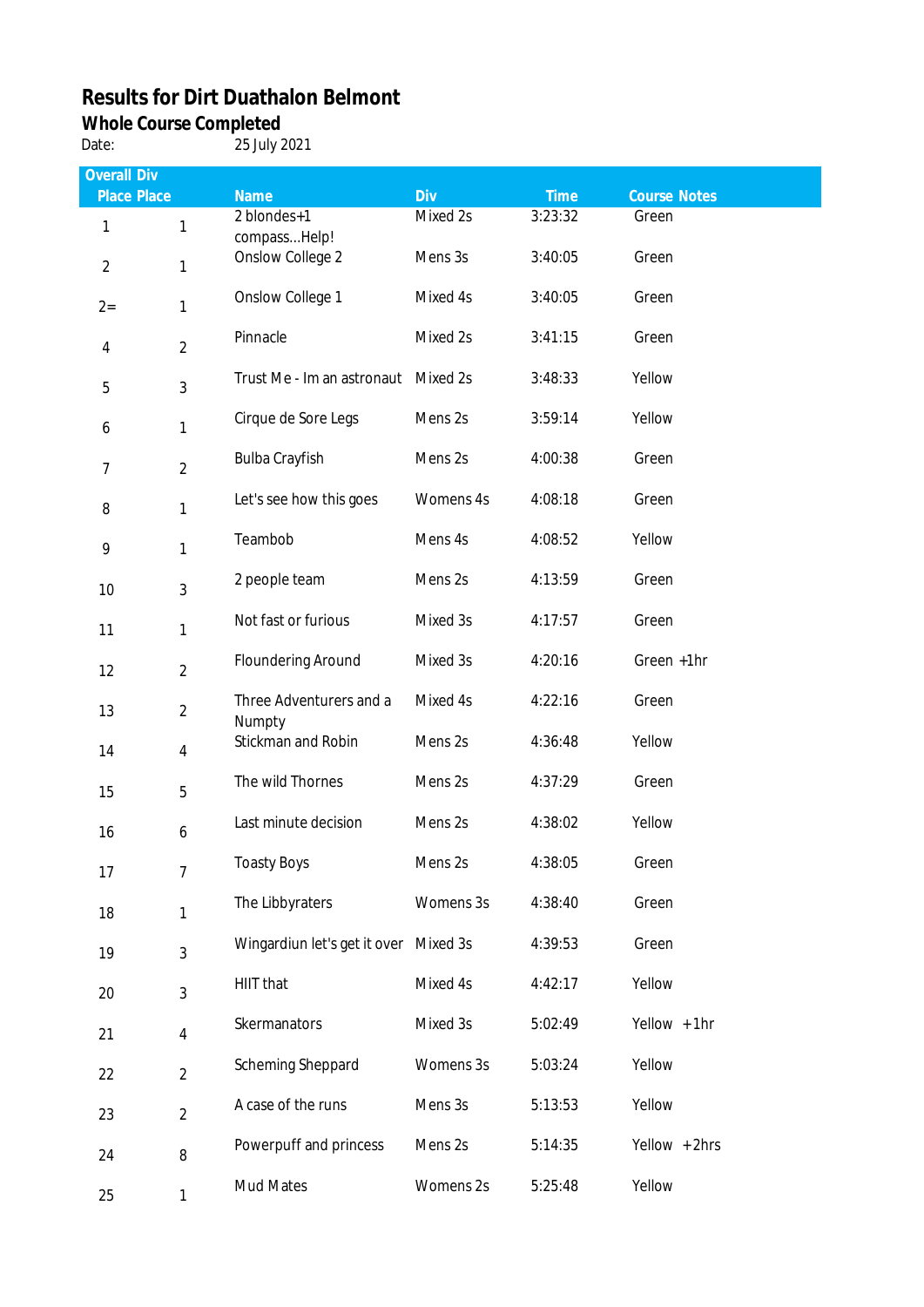# Results for Dirt Duathalon Belmont

## Whole Course Completed

Date: 25 July 2021

| Overall Place | Div Place | Name | Div | Time | Course Notes |
|---|---|---|---|---|---|
| 1 | 1 | 2 blondes+1 compass...Help! | Mixed 2s | 3:23:32 | Green |
| 2 | 1 | Onslow College 2 | Mens 3s | 3:40:05 | Green |
| 2= | 1 | Onslow College 1 | Mixed 4s | 3:40:05 | Green |
| 4 | 2 | Pinnacle | Mixed 2s | 3:41:15 | Green |
| 5 | 3 | Trust Me - Im an astronaut | Mixed 2s | 3:48:33 | Yellow |
| 6 | 1 | Cirque de Sore Legs | Mens 2s | 3:59:14 | Yellow |
| 7 | 2 | Bulba Crayfish | Mens 2s | 4:00:38 | Green |
| 8 | 1 | Let's see how this goes | Womens 4s | 4:08:18 | Green |
| 9 | 1 | Teambob | Mens 4s | 4:08:52 | Yellow |
| 10 | 3 | 2 people team | Mens 2s | 4:13:59 | Green |
| 11 | 1 | Not fast or furious | Mixed 3s | 4:17:57 | Green |
| 12 | 2 | Floundering Around | Mixed 3s | 4:20:16 | Green +1hr |
| 13 | 2 | Three Adventurers and a Numpty | Mixed 4s | 4:22:16 | Green |
| 14 | 4 | Stickman and Robin | Mens 2s | 4:36:48 | Yellow |
| 15 | 5 | The wild Thornes | Mens 2s | 4:37:29 | Green |
| 16 | 6 | Last minute decision | Mens 2s | 4:38:02 | Yellow |
| 17 | 7 | Toasty Boys | Mens 2s | 4:38:05 | Green |
| 18 | 1 | The Libbyraters | Womens 3s | 4:38:40 | Green |
| 19 | 3 | Wingardiun let's get it over | Mixed 3s | 4:39:53 | Green |
| 20 | 3 | HIIT that | Mixed 4s | 4:42:17 | Yellow |
| 21 | 4 | Skermanators | Mixed 3s | 5:02:49 | Yellow +1hr |
| 22 | 2 | Scheming Sheppard | Womens 3s | 5:03:24 | Yellow |
| 23 | 2 | A case of the runs | Mens 3s | 5:13:53 | Yellow |
| 24 | 8 | Powerpuff and princess | Mens 2s | 5:14:35 | Yellow +2hrs |
| 25 | 1 | Mud Mates | Womens 2s | 5:25:48 | Yellow |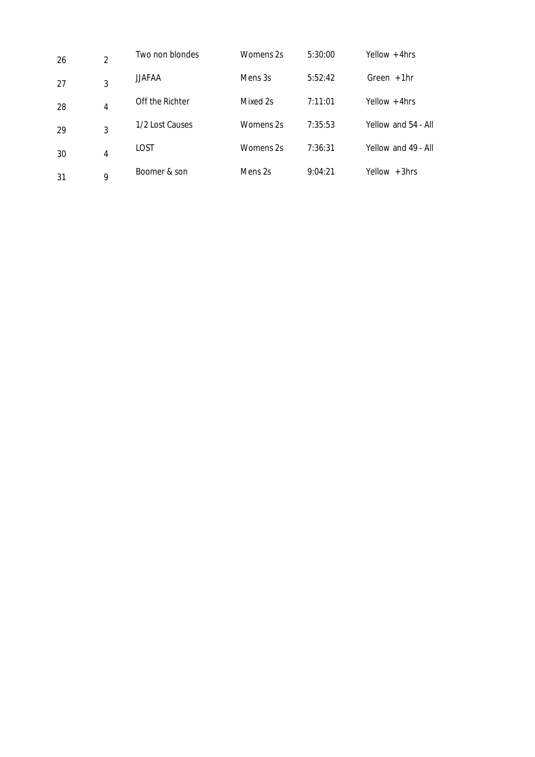| | | | | | |
|---|---|---|---|---|---|
| 26 | 2 | Two non blondes | Womens 2s | 5:30:00 | Yellow +4hrs |
| 27 | 3 | JJAFAA | Mens 3s | 5:52:42 | Green +1hr |
| 28 | 4 | Off the Richter | Mixed 2s | 7:11:01 | Yellow +4hrs |
| 29 | 3 | 1/2 Lost Causes | Womens 2s | 7:35:53 | Yellow and 54 - All |
| 30 | 4 | LOST | Womens 2s | 7:36:31 | Yellow and 49 - All |
| 31 | 9 | Boomer & son | Mens 2s | 9:04:21 | Yellow +3hrs |